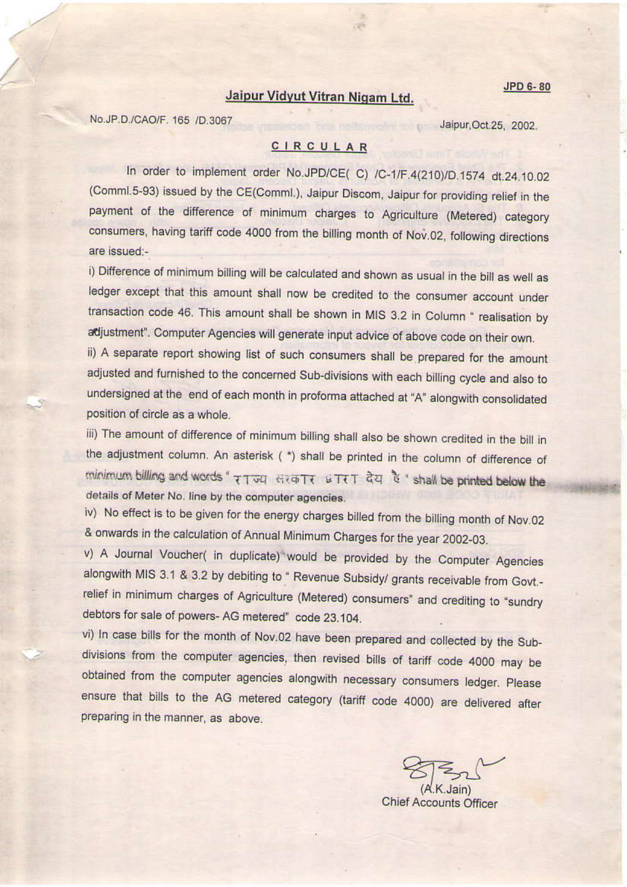JPD 6- 80

## Jaipur Vidyut Vitran Nigam Ltd.

No.JP.D./CAO/F. 165 /D.3067 Jaipur,Oct.25, 2002.

### CIRCULAR

In order to implement order No.JPD/CE( C) /C-1/F.4(210)/D.1574 dt.24.10.02 (Comml.5-93) issued by the CE(Comml.), Jaipur Discom, Jaipur for providing relief in the payment of the difference of minimum charges to Agriculture (Metered) category consumers, having tariff code 4000 from the billing month of Nov.02, following directions are issued:-

i) Difference of minimum billing will be calculated and shown as usual in the bill as well as ledger except that this amount shall now be credited to the consumer account under transaction code 46. This amount shall be shown in MIS 3.2 in Column " realisation by adjustment". Computer Agencies will generate input advice of above code on their own.

ii) A separate report showing list of such consumers shall be prepared for the amount adjusted and furnished to the concerned Sub-divisions with each billing cycle and also to undersigned at the end of each month in proforma attached at "A" alongwith consolidated position of circle as a whole.

iii) The amount of difference of minimum billing shall also be shown credited in the bill in the adjustment column. An asterisk ( *) shall be printed in the column of difference of minimum billing and words " राज्य सरकार द्वारा देय है " shall be printed below the details of Meter No. line by the computer agencies.

iv) No effect is to be given for the energy charges billed from the billing month of Nov.02 & onwards in the calculation of Annual Minimum Charges for the year 2002-03.

v) A Journal Voucher( in duplicate) would be provided by the Computer Agencies alongwith MIS 3.1 & 3.2 by debiting to " Revenue Subsidy/ grants receivable from Govt.- relief in minimum charges of Agriculture (Metered) consumers" and crediting to "sundry debtors for sale of powers- AG metered" code 23.104.

vi) In case bills for the month of Nov.02 have been prepared and collected by the Sub-divisions from the computer agencies, then revised bills of tariff code 4000 may be obtained from the computer agencies alongwith necessary consumers ledger. Please ensure that bills to the AG metered category (tariff code 4000) are delivered after preparing in the manner, as above.

(A.K.Jain)
Chief Accounts Officer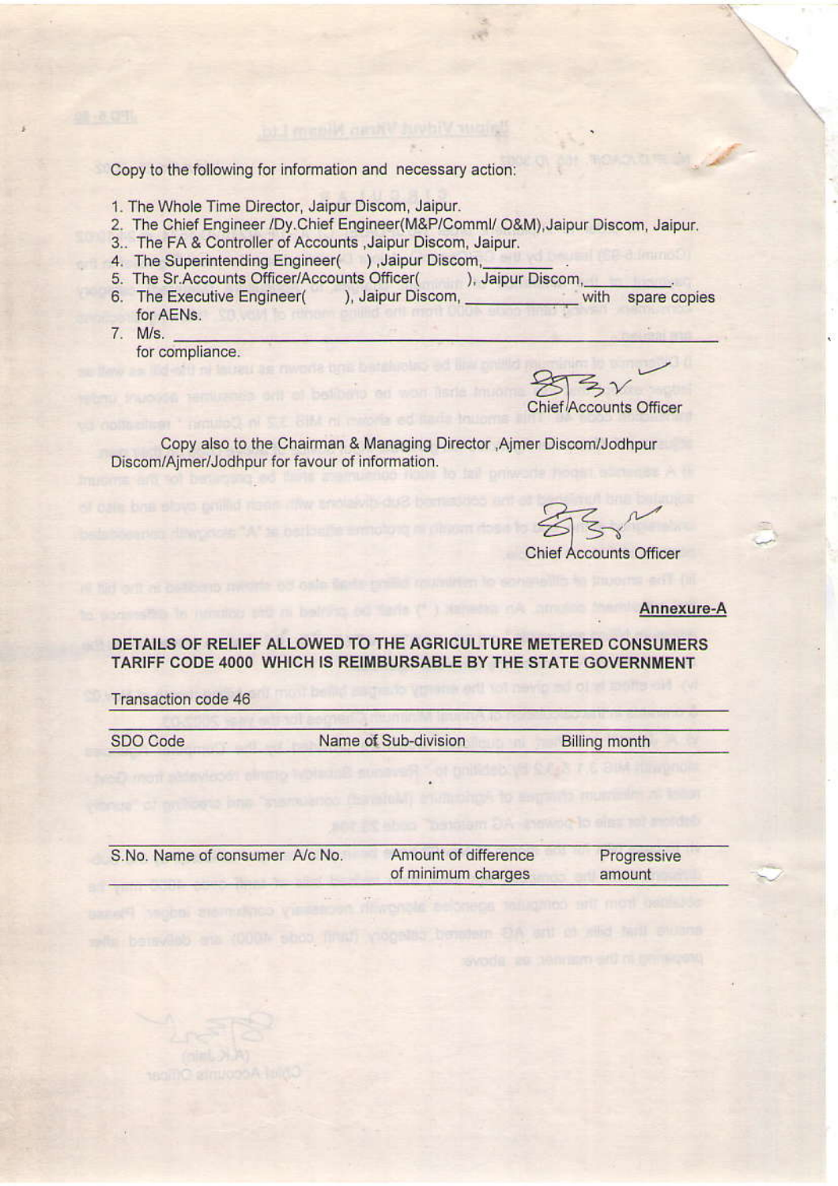Copy to the following for information and necessary action:

1. The Whole Time Director, Jaipur Discom, Jaipur.
2. The Chief Engineer /Dy.Chief Engineer(M&P/Comml/ O&M),Jaipur Discom, Jaipur.
3. The FA & Controller of Accounts ,Jaipur Discom, Jaipur.
4. The Superintending Engineer( ) ,Jaipur Discom, \_\_\_\_\_\_\_\_\_ .
5. The Sr.Accounts Officer/Accounts Officer( ), Jaipur Discom, \_\_\_\_\_\_\_\_\_ .
6. The Executive Engineer( ), Jaipur Discom, \_\_\_\_\_\_\_\_\_\_\_\_ with spare copies for AENs.
7. M/s. \_\_\_\_\_\_\_\_\_\_\_\_\_\_\_\_\_\_\_\_\_\_\_\_\_\_\_\_\_\_\_\_\_\_\_\_\_\_\_\_\_\_\_\_\_\_\_\_\_\_\_\_\_\_\_\_ for compliance.

Chief Accounts Officer

Copy also to the Chairman & Managing Director ,Ajmer Discom/Jodhpur Discom/Ajmer/Jodhpur for favour of information.

Chief Accounts Officer

**Annexure-A**

**DETAILS OF RELIEF ALLOWED TO THE AGRICULTURE METERED CONSUMERS TARIFF CODE 4000 WHICH IS REIMBURSABLE BY THE STATE GOVERNMENT**

Transaction code 46

SDO Code | Name of Sub-division | Billing month

| S.No. | Name of consumer | A/c No. | Amount of difference of minimum charges | Progressive amount |
|---|---|---|---|---|